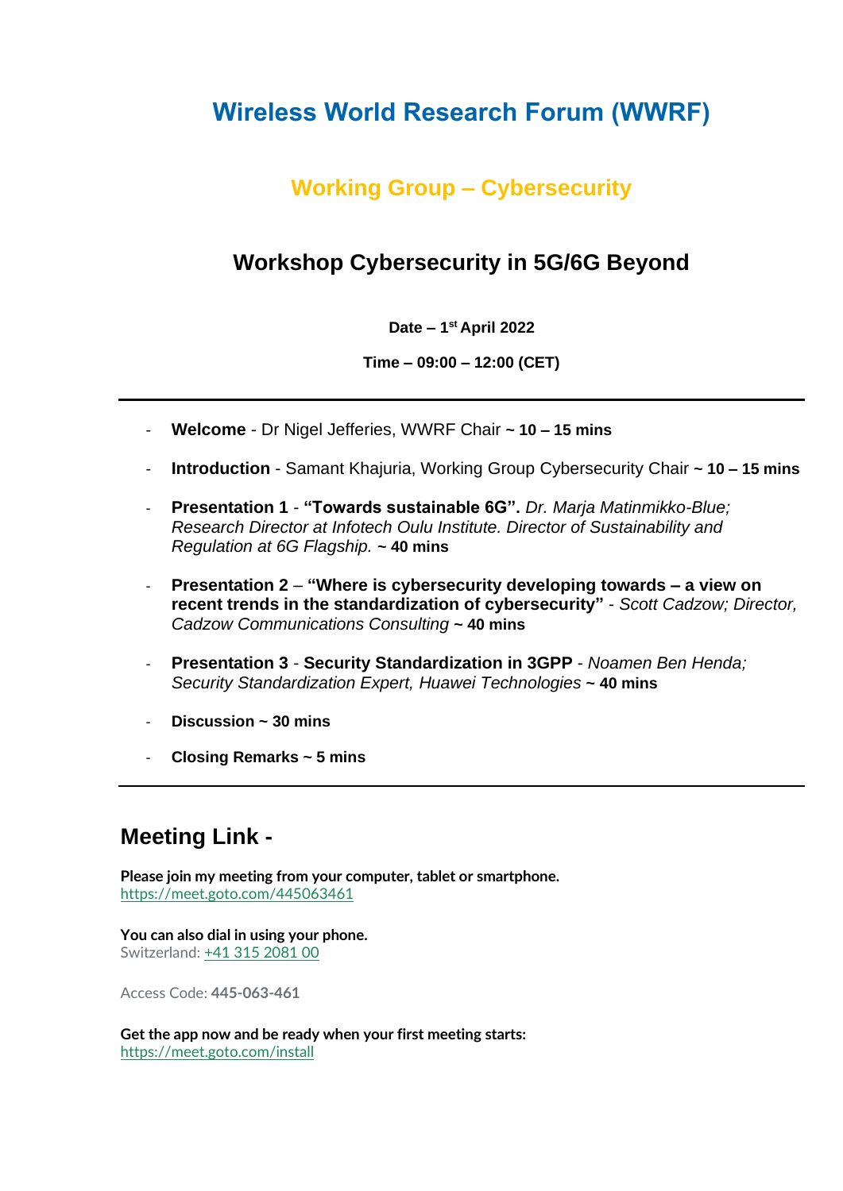# Wireless World Research Forum (WWRF)

## Working Group – Cybersecurity

## Workshop Cybersecurity in 5G/6G Beyond

**Date – 1st April 2022**

**Time – 09:00 – 12:00 (CET)**

---

- **Welcome** - Dr Nigel Jefferies, WWRF Chair **~ 10 – 15 mins**
- **Introduction** - Samant Khajuria, Working Group Cybersecurity Chair **~ 10 – 15 mins**
- **Presentation 1** - **"Towards sustainable 6G".** *Dr. Marja Matinmikko-Blue; Research Director at Infotech Oulu Institute. Director of Sustainability and Regulation at 6G Flagship.* **~ 40 mins**
- **Presentation 2** – **"Where is cybersecurity developing towards – a view on recent trends in the standardization of cybersecurity"** - *Scott Cadzow; Director, Cadzow Communications Consulting* **~ 40 mins**
- **Presentation 3** - **Security Standardization in 3GPP** - *Noamen Ben Henda; Security Standardization Expert, Huawei Technologies* **~ 40 mins**
- **Discussion ~ 30 mins**
- **Closing Remarks ~ 5 mins**

---

## Meeting Link -

**Please join my meeting from your computer, tablet or smartphone.**
https://meet.goto.com/445063461

**You can also dial in using your phone.**
Switzerland: +41 315 2081 00

Access Code: **445-063-461**

**Get the app now and be ready when your first meeting starts:**
https://meet.goto.com/install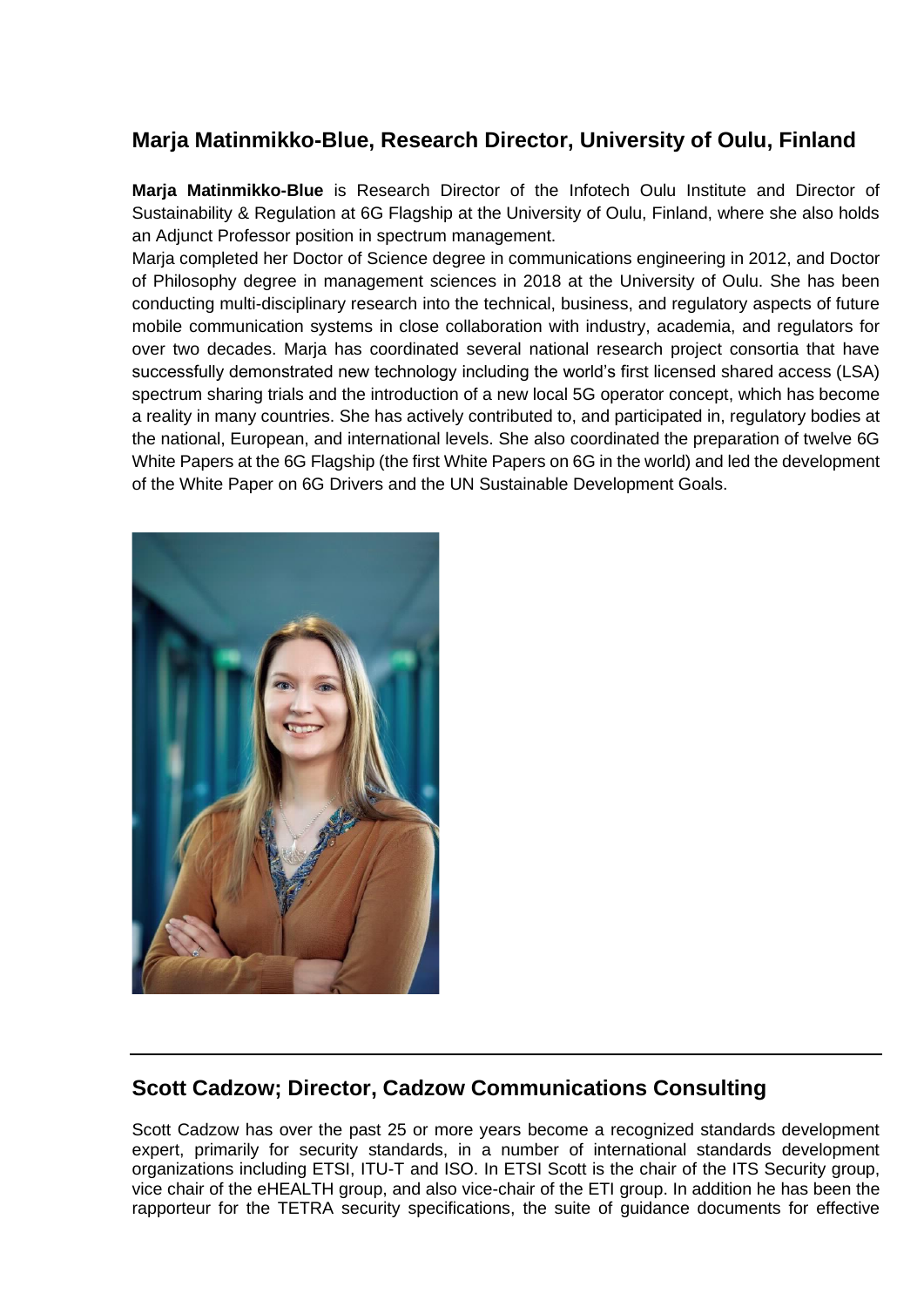## Marja Matinmikko-Blue, Research Director, University of Oulu, Finland

**Marja Matinmikko-Blue** is Research Director of the Infotech Oulu Institute and Director of Sustainability & Regulation at 6G Flagship at the University of Oulu, Finland, where she also holds an Adjunct Professor position in spectrum management.

Marja completed her Doctor of Science degree in communications engineering in 2012, and Doctor of Philosophy degree in management sciences in 2018 at the University of Oulu. She has been conducting multi-disciplinary research into the technical, business, and regulatory aspects of future mobile communication systems in close collaboration with industry, academia, and regulators for over two decades. Marja has coordinated several national research project consortia that have successfully demonstrated new technology including the world's first licensed shared access (LSA) spectrum sharing trials and the introduction of a new local 5G operator concept, which has become a reality in many countries. She has actively contributed to, and participated in, regulatory bodies at the national, European, and international levels. She also coordinated the preparation of twelve 6G White Papers at the 6G Flagship (the first White Papers on 6G in the world) and led the development of the White Paper on 6G Drivers and the UN Sustainable Development Goals.

---

## Scott Cadzow; Director, Cadzow Communications Consulting

Scott Cadzow has over the past 25 or more years become a recognized standards development expert, primarily for security standards, in a number of international standards development organizations including ETSI, ITU-T and ISO. In ETSI Scott is the chair of the ITS Security group, vice chair of the eHEALTH group, and also vice-chair of the ETI group. In addition he has been the rapporteur for the TETRA security specifications, the suite of guidance documents for effective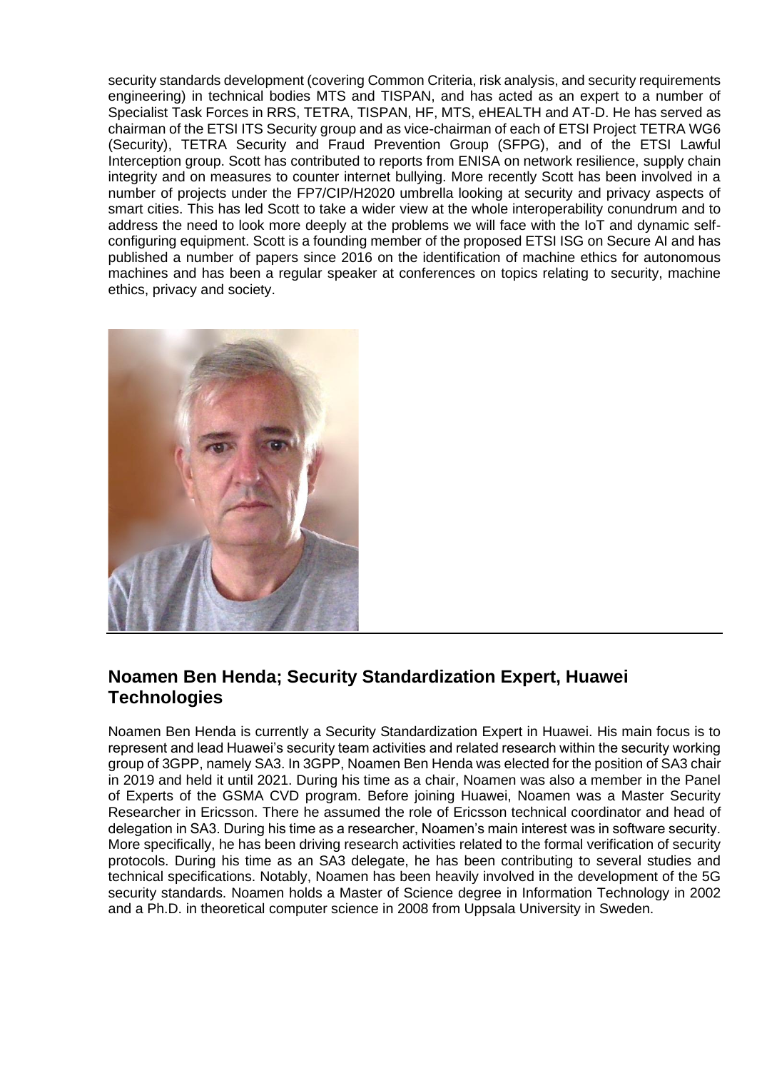security standards development (covering Common Criteria, risk analysis, and security requirements engineering) in technical bodies MTS and TISPAN, and has acted as an expert to a number of Specialist Task Forces in RRS, TETRA, TISPAN, HF, MTS, eHEALTH and AT-D. He has served as chairman of the ETSI ITS Security group and as vice-chairman of each of ETSI Project TETRA WG6 (Security), TETRA Security and Fraud Prevention Group (SFPG), and of the ETSI Lawful Interception group. Scott has contributed to reports from ENISA on network resilience, supply chain integrity and on measures to counter internet bullying. More recently Scott has been involved in a number of projects under the FP7/CIP/H2020 umbrella looking at security and privacy aspects of smart cities. This has led Scott to take a wider view at the whole interoperability conundrum and to address the need to look more deeply at the problems we will face with the IoT and dynamic self-configuring equipment. Scott is a founding member of the proposed ETSI ISG on Secure AI and has published a number of papers since 2016 on the identification of machine ethics for autonomous machines and has been a regular speaker at conferences on topics relating to security, machine ethics, privacy and society.

## Noamen Ben Henda; Security Standardization Expert, Huawei Technologies

Noamen Ben Henda is currently a Security Standardization Expert in Huawei. His main focus is to represent and lead Huawei's security team activities and related research within the security working group of 3GPP, namely SA3. In 3GPP, Noamen Ben Henda was elected for the position of SA3 chair in 2019 and held it until 2021. During his time as a chair, Noamen was also a member in the Panel of Experts of the GSMA CVD program. Before joining Huawei, Noamen was a Master Security Researcher in Ericsson. There he assumed the role of Ericsson technical coordinator and head of delegation in SA3. During his time as a researcher, Noamen's main interest was in software security. More specifically, he has been driving research activities related to the formal verification of security protocols. During his time as an SA3 delegate, he has been contributing to several studies and technical specifications. Notably, Noamen has been heavily involved in the development of the 5G security standards. Noamen holds a Master of Science degree in Information Technology in 2002 and a Ph.D. in theoretical computer science in 2008 from Uppsala University in Sweden.